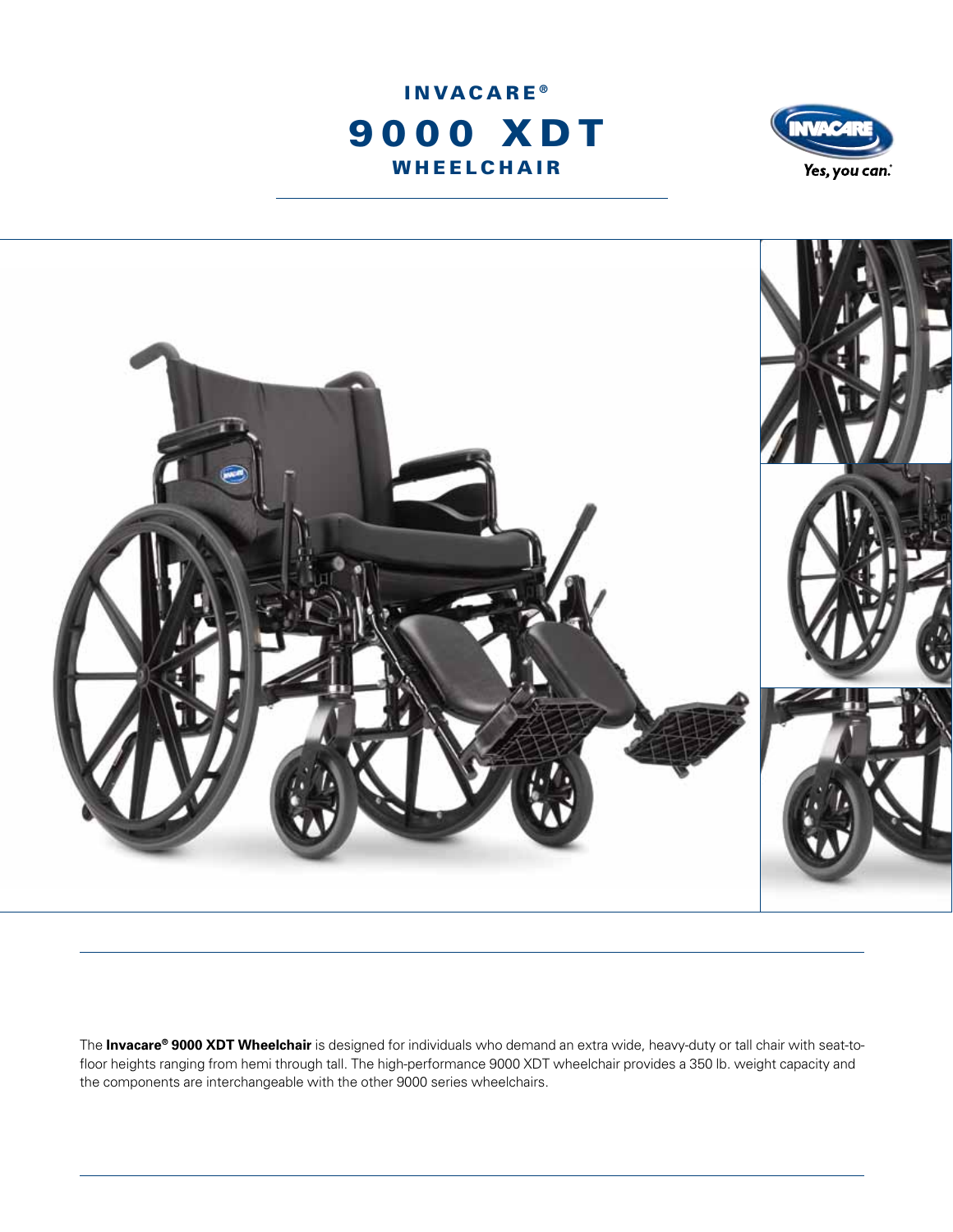# INVACARE®
# 9000 XDT
# WHEELCHAIR

Yes, you can.®

The **Invacare® 9000 XDT Wheelchair** is designed for individuals who demand an extra wide, heavy-duty or tall chair with seat-to-floor heights ranging from hemi through tall. The high-performance 9000 XDT wheelchair provides a 350 lb. weight capacity and the components are interchangeable with the other 9000 series wheelchairs.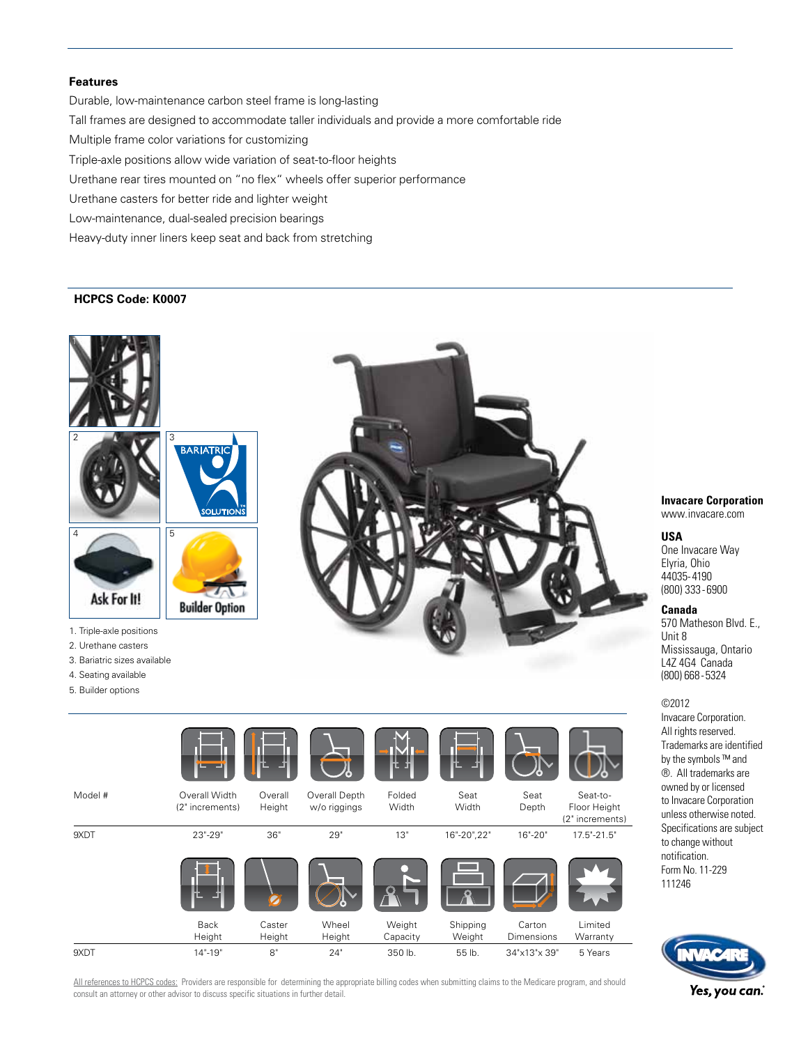### Features

Durable, low-maintenance carbon steel frame is long-lasting

Tall frames are designed to accommodate taller individuals and provide a more comfortable ride

Multiple frame color variations for customizing

Triple-axle positions allow wide variation of seat-to-floor heights

Urethane rear tires mounted on "no flex" wheels offer superior performance

Urethane casters for better ride and lighter weight

Low-maintenance, dual-sealed precision bearings

Heavy-duty inner liners keep seat and back from stretching

**HCPCS Code: K0007**

1. Triple-axle positions
2. Urethane casters
3. Bariatric sizes available
4. Seating available
5. Builder options

| Model # | Overall Width (2" increments) | Overall Height | Overall Depth w/o riggings | Folded Width | Seat Width | Seat Depth | Seat-to-Floor Height (2" increments) |
|---|---|---|---|---|---|---|---|
| 9XDT | 23"-29" | 36" | 29" | 13" | 16"-20",22" | 16"-20" | 17.5"-21.5" |

| | Back Height | Caster Height | Wheel Height | Weight Capacity | Shipping Weight | Carton Dimensions | Limited Warranty |
|---|---|---|---|---|---|---|---|
| 9XDT | 14"-19" | 8" | 24" | 350 lb. | 55 lb. | 34"x13"x 39" | 5 Years |

All references to HCPCS codes: Providers are responsible for determining the appropriate billing codes when submitting claims to the Medicare program, and should consult an attorney or other advisor to discuss specific situations in further detail.

**Invacare Corporation**
www.invacare.com

**USA**
One Invacare Way
Elyria, Ohio
44035-4190
(800) 333-6900

**Canada**
570 Matheson Blvd. E.,
Unit 8
Mississauga, Ontario
L4Z 4G4 Canada
(800) 668-5324

©2012
Invacare Corporation.
All rights reserved.
Trademarks are identified by the symbols ™ and ®. All trademarks are owned by or licensed to Invacare Corporation unless otherwise noted.
Specifications are subject to change without notification.
Form No. 11-229
111246

Yes, you can.